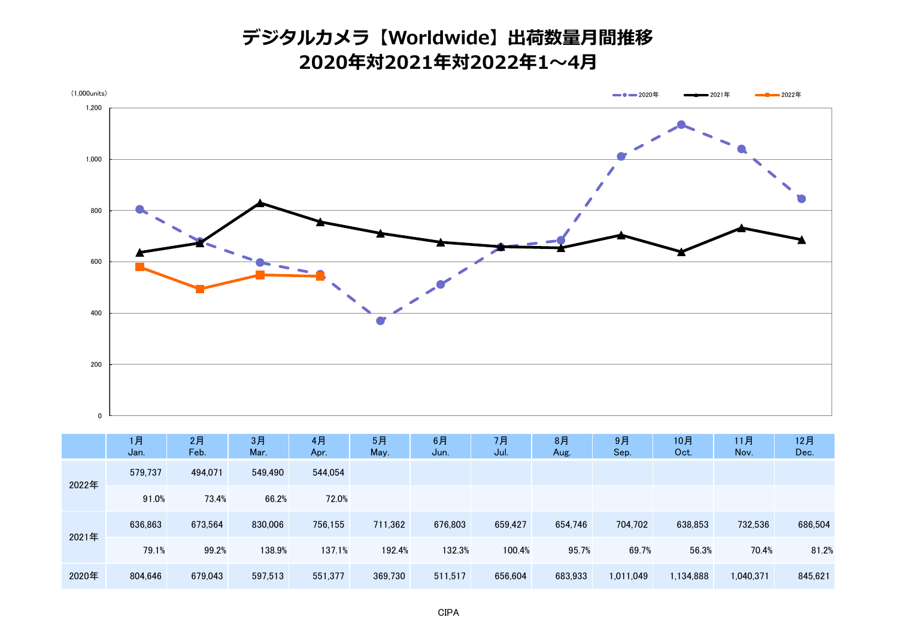# デジタルカメラ【Worldwide】出荷数量月間推移
## 2020年対2021年対2022年1～4月

(1,000units)

| | 1月 Jan. | 2月 Feb. | 3月 Mar. | 4月 Apr. | 5月 May. | 6月 Jun. | 7月 Jul. | 8月 Aug. | 9月 Sep. | 10月 Oct. | 11月 Nov. | 12月 Dec. |
|---|---|---|---|---|---|---|---|---|---|---|---|---|
| 2022年 | 579,737 | 494,071 | 549,490 | 544,054 | | | | | | | | |
| | 91.0% | 73.4% | 66.2% | 72.0% | | | | | | | | |
| 2021年 | 636,863 | 673,564 | 830,006 | 756,155 | 711,362 | 676,803 | 659,427 | 654,746 | 704,702 | 638,853 | 732,536 | 686,504 |
| | 79.1% | 99.2% | 138.9% | 137.1% | 192.4% | 132.3% | 100.4% | 95.7% | 69.7% | 56.3% | 70.4% | 81.2% |
| 2020年 | 804,646 | 679,043 | 597,513 | 551,377 | 369,730 | 511,517 | 656,604 | 683,933 | 1,011,049 | 1,134,888 | 1,040,371 | 845,621 |

CIPA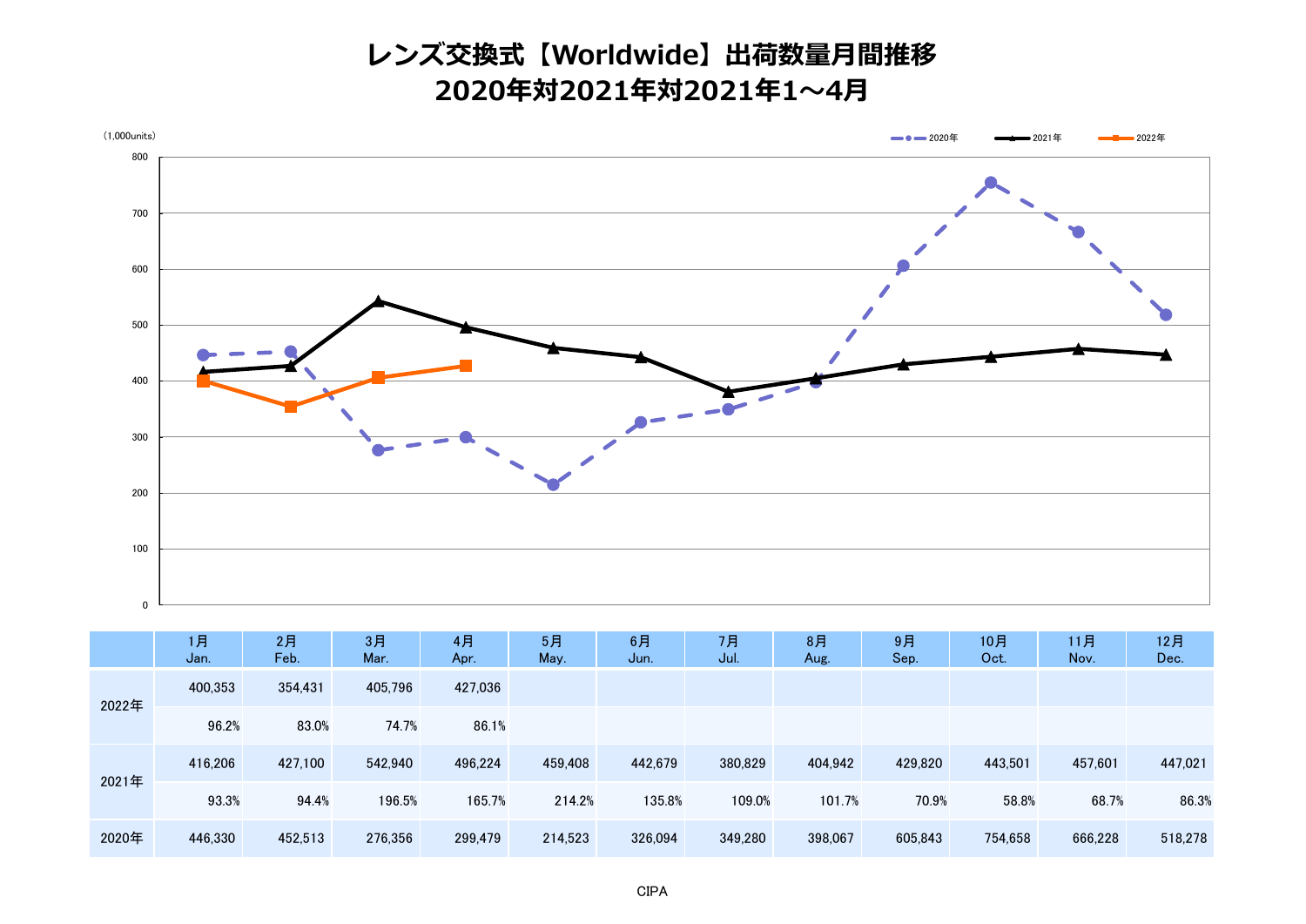# レンズ交換式【Worldwide】出荷数量月間推移
# 2020年対2021年対2021年1～4月

(1,000units)

| | 1月 Jan. | 2月 Feb. | 3月 Mar. | 4月 Apr. | 5月 May. | 6月 Jun. | 7月 Jul. | 8月 Aug. | 9月 Sep. | 10月 Oct. | 11月 Nov. | 12月 Dec. |
|---|---|---|---|---|---|---|---|---|---|---|---|---|
| 2022年 | 400,353 | 354,431 | 405,796 | 427,036 | | | | | | | | |
| | 96.2% | 83.0% | 74.7% | 86.1% | | | | | | | | |
| 2021年 | 416,206 | 427,100 | 542,940 | 496,224 | 459,408 | 442,679 | 380,829 | 404,942 | 429,820 | 443,501 | 457,601 | 447,021 |
| | 93.3% | 94.4% | 196.5% | 165.7% | 214.2% | 135.8% | 109.0% | 101.7% | 70.9% | 58.8% | 68.7% | 86.3% |
| 2020年 | 446,330 | 452,513 | 276,356 | 299,479 | 214,523 | 326,094 | 349,280 | 398,067 | 605,843 | 754,658 | 666,228 | 518,278 |

CIPA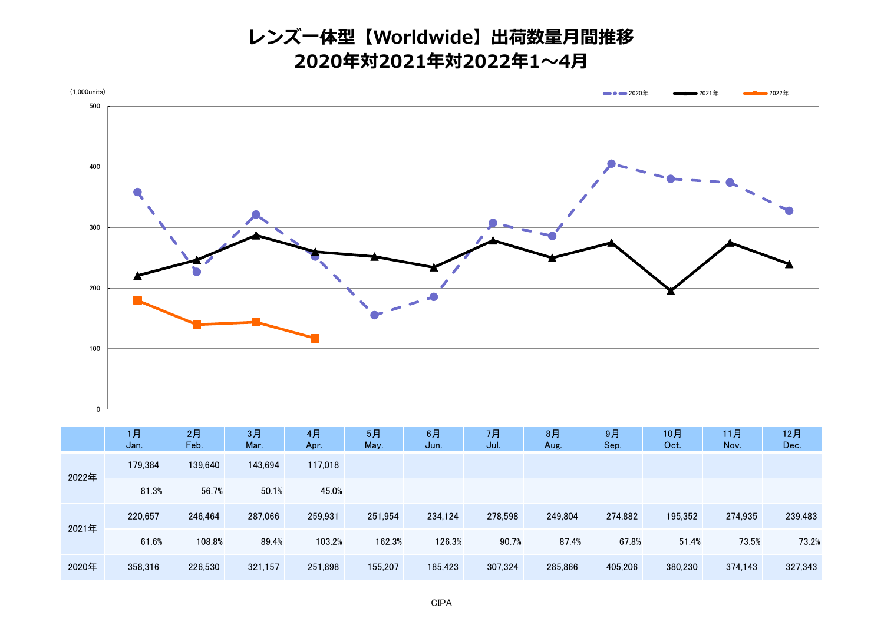# レンズ一体型【Worldwide】出荷数量月間推移
# 2020年対2021年対2022年1～4月

(1,000units)

500
400
300
200
100
0

2020年
2021年
2022年

| | 1月 Jan. | 2月 Feb. | 3月 Mar. | 4月 Apr. | 5月 May. | 6月 Jun. | 7月 Jul. | 8月 Aug. | 9月 Sep. | 10月 Oct. | 11月 Nov. | 12月 Dec. |
|---|---|---|---|---|---|---|---|---|---|---|---|---|
| 2022年 | 179,384 | 139,640 | 143,694 | 117,018 | | | | | | | | |
| | 81.3% | 56.7% | 50.1% | 45.0% | | | | | | | | |
| 2021年 | 220,657 | 246,464 | 287,066 | 259,931 | 251,954 | 234,124 | 278,598 | 249,804 | 274,882 | 195,352 | 274,935 | 239,483 |
| | 61.6% | 108.8% | 89.4% | 103.2% | 162.3% | 126.3% | 90.7% | 87.4% | 67.8% | 51.4% | 73.5% | 73.2% |
| 2020年 | 358,316 | 226,530 | 321,157 | 251,898 | 155,207 | 185,423 | 307,324 | 285,866 | 405,206 | 380,230 | 374,143 | 327,343 |

CIPA